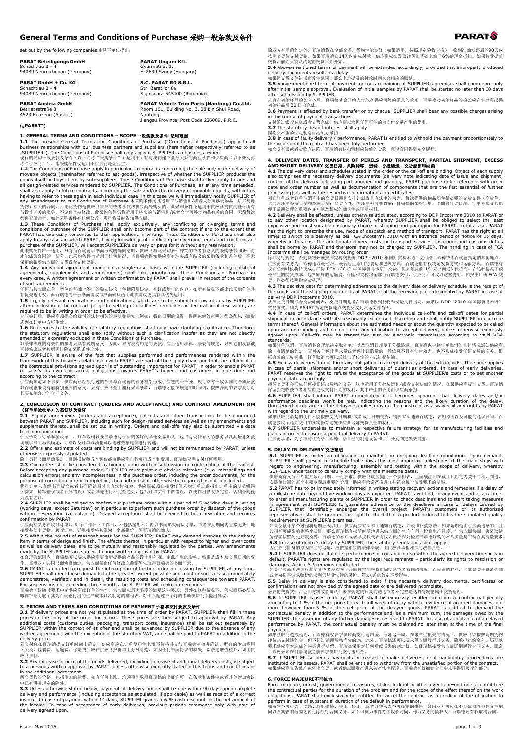# General Terms and Conditions of Purchase 采购一般条款及条件

set out by the following companies 由以下单位提出：

**PARAT Beteiligungs GmbH**
Schachtlau 3 - 4
94089 Neureichenau (Germany)

**PARAT GmbH + Co. KG**
Schachtlau 3 - 4
94089 Neureichenau (Germany)

**PARAT Austria GmbH**
Betriebsstraße 8
4523 Neuzeug (Austria)

**PARAT Ungarn Kft.**
Gyarmati út 1.
H-2699 Szügy (Hungary)

**S.C. PARAT RO S.R.L.**
Str. Baratilor 8a
Sighisoara 545400 (Romania)

**PARAT Vehicle Trim Parts (Nantong) Co.,Ltd.**
Room 101, Building No. 3, 28 Bin Shui Road,
Nantong,
Jiangsu Province, Post Code 226009, P.R.C.

(**„PARAT“**)

## 1. GENERAL TERMS AND CONDITIONS – SCOPE 一般条款及条件-适用范围

**1.1** The present General Terms and Conditions of Purchase ("Conditions of Purchase") apply to all business relationships with our business partners and suppliers (hereinafter respectively referred to as „SUPPLIER"). The Conditions of Purchase shall only apply if SUPPLIER is a business owner.
现行的采购一般条款及条件（以下简称"采购条件"）适用于所有与我们建立业务关系的商业伙伴和供应商（以下分别简称"供应商"）。本采购条件仅适用于供应商是企业主。

**1.2** The Conditions of Purchase apply in particular to contracts concerning the sale and/or the delivery of movable objects (hereinafter referred to as: goods), irrespective of whether the SUPPLIER produces the goods itself or buys them by sub-suppliers. These Conditions of Purchase shall further apply to any and all design-related services rendered by SUPPLIER. The Conditions of Purchase, as at any time amended, shall also apply to future contracts concerning the sale and/or the delivery of movable objects, without us having to refer to these again in each individual case; in this case we will immediately notify SUPPLIER of any amendments to our Conditions of Purchase.本采购条件尤其适用于与销售和/或者交付可移动物品（以下简称货物）有关的合同，不论此货物是供应商自产的或者从次级供应商处购买的。此采购条件还适用于供应商提供的任何有关与设计有关的服务。不论何时被修改，此采购条件仍将适用于将来的与销售和/或者交付可移动物品有关的合同，无须每次都再查阅参考。如此采购条件有任何修改，我司将及时告知供应商。

**1.3** These Conditions of Purchase shall apply exclusively, any conflicting or diverging terms and conditions of purchase of the SUPPLIER shall only become part of the contract if and to the extent that PARAT has expressly consented to their applications in writing. These Conditions of Purchase shall also apply to any cases in which PARAT, having knowledge of conflicting or diverging terms and conditions of purchase of the SUPPLIER, will accept SUPPLIER's delivery or pays for it without any reservation.
此采购条件唯一适用，只有当百隆德以书面形式明确同意时，供应商与此采购条件冲突的或者有歧义的采购条款和条件才能成为合同的一部分。此采购条件也适用于任何情况，当百隆德得知供应商有冲突或有歧义的采购条款和条件后，毫无保留的接受供应商的交货或者支付货款。

**1.4** Any individual agreement made on a single-case basis with the SUPPLIER (including collateral agreements, supplements and amendments) shall take priority over these Conditions of Purchase in every case. A written agreement or written confirmation by PARAT shall prevail in respect of the contents of such agreements.
任何与供应商在单一案例的基础上签订的独立协议（包括附属协议，补充或增订的内容）在所有情况下都比此采购条件具有优先适用权。而百隆德的一份书面协议或书面确认函比此类协议更具有优先适用。

**1.5** Legally relevant declarations and notifications, which are to be submitted towards us by SUPPLIER after conclusion of the contract (e. g. the setting of deadlines, reminders or declaration of rescission), are required to be in writing in order to be effective.
合同签订后，供应商须提交给我司的法律相关的声明和通知（例如：截止日期的设置，提醒或解约声明）都必须以书面形式列在订单中方可生效。

**1.6** References to the validity of statutory regulations shall only have clarifying significance. Therefore, the statutory regulations shall also apply without such a clarification insofar as they are not directly amended or expressly excluded in these Conditions of Purchase.
对法律法规的有效性的参考只具有说明意义。因此，双方没有约定的条款，应当适用法律、法规的规定，只要它们没有被直接修改或者被明确排除在采购条件之外。

**1.7** SUPPLIER is aware of the fact that supplies performed and performances rendered within the framework of this business relationship with PARAT are part of the supply chain and that the fulfilment of the contractual provisions agreed upon is of outstanding importance for PARAT, in order to enable PARAT to satisfy its own contractual obligations towards PARAT's buyers and customers in due time and according to the contract.
供应商知道如下事实：供应商已经履行过的合同与百隆德的业务框架形成供应链的一部分，履行双方一致认同的合同条款对百隆德来说有着特别重要的意义。只有供应商全面履行采购条款，百隆德才能在规定的时间内，按照合同的要求履行对其买家和客户的合同义务。

## 2. CONCLUSION OF CONTRACT (ORDERS AND ACCEPTANCE) AND CONTRACT AMENDMENT 合同（订单和验收单）的签订以及修订

**2.1** Supply agreements (orders and acceptance), call-offs and other transactions to be concluded between PARAT and SUPPLIER, including such for design-related services as well as any amendments and supplements thereto, shall be set out in writing. Orders and call-offs may also be submitted via data telecommunication.
供应协议（订单和验收单），订单取消以及百隆德与供应商签订的其他交易形式，包括与设计有关的服务以及其增补条款均须以书面形式确认，订单以及订单取消也可以通过数据电信进行传递。

**2.2** Offers and estimate of costs are binding by SUPPLIER and will not be remunerated by PARAT, unless otherwise expressly stipulated.
除非另行书面明确规定，否则报价和成本预估都由供应商自行负担成本和费用，百隆德无需支付任何费用。

**2.3** Our orders shall be considered as binding upon written submission or confirmation at the earliest. Before accepting any purchase order, SUPPLIER must point out obvious mistakes (e. g. misspellings and calculation errors) and any incompleteness in the purchase order, including the order documents, for the purpose of correction and/or completion; the contract shall otherwise be regarded as not concluded.
我司订单只有经书面提交或者书面确认后才具有法律效力。供应商必须在接受任何采购订单之前指出订单中的明显错误（例如：拼写错误或者计算错误）或者其他任何不完全之处，包括订单文件中的错误，以便作出修改或完善。否则合同视为没有签订。

**2.4** SUPPLIER shall be obliged to confirm our purchase order within a period of 5 working days in writing (working days, except Saturday) or in particular to perform such purchase order by dispatch of the goods without reservation (acceptance). Delayed acceptance shall be deemed to be a new offer and requires confirmation by PARAT.
供应商有义务在收到订单后 5 个工作日（工作日，不包括星期六）内以书面形式确认订单，或者在此期间内直接无条件地接受并发出货物，履行订单。延迟接受将被视为一个新报价，须百隆德的确认。

**2.5** Within the bounds of reasonableness for the SUPPLIER, PARAT may demand changes to the delivery item in terms of design and finish. The effects thereof, in particular with respect to higher and lower costs as well as delivery dates, are to be mutually and reasonably regulated by the parties. Any amendments made by the SUPPLIER are subject to prior written approval by PARAT.
在合理的范围内，百隆德可以要求供应商更改所提供的产品的设计和外观。由此产生的影响，特别是成本及交货日期的变化，需要双方共同书面协商确定。供应商做出任何修改之前都需预先取得百隆德的书面同意。

**2.6** PARAT is entitled to request the interruption of further order processing by SUPPLIER at any time. SUPPLIER shall meet these demands to the greatest extent possible and must in such a case immediately demonstrate, verifiably and in detail, the resulting costs and scheduling consequences towards PARAT. For suspensions not exceeding three months the SUPPLIER will make no demands.
百隆德有权随时要求中断供应商继续订单的生产。供应商应最大限度的满足这些要求，另外在这种情况下，供应商还必须立即详细证明展示其为百隆德付出的生产成本以及制定的排程表。对于不超过三个月的中断供应商不提出异议。

## 3. PRICES AND TERMS AND CONDITIONS OF PAYMENT 价格和支付条款及条件

**3.1** If delivery prices are not yet stipulated at the time of order by PARAT, SUPPLIER shall fill in these prices in the copy of the order for return. These prices are then subject to approval by PARAT. Any additional costs (customs duties, packaging, transport costs, insurance) shall be set out separately by SUPPLIER within the context of its offer and shall be advanced by SUPPLIER due to the absence of any written agreement, with the exception of the statutory VAT, and shall be paid to PARAT in addition to the delivery price.
若交付价在百隆德提交订单时尚未确定，供应商应在订单复印件上填写价格并交与百隆德审核并确认。所有的附加费用（关税，包装费，运输费，保险费）应在供应商报价单上分列清楚，如因任何书面协议的缺失，除法定增值税外，须由供应商预付。

**3.2** Any increase in price of the goods delivered, including increase of additional delivery costs, is subject to a previous written approval by PARAT, unless otherwise explicitly stated in this terms and conditions or in the additional agreement.
所交货物的价格，包括附加的运费，如有任何上涨，均须事先取得百隆德的书面许可，在条款和条件中或者其他附加协议中已有明确规定的除外。

**3.3** Unless otherwise stated below, payment of delivery price shall be due within 90 days upon complete delivery and performance (including acceptance as stipulated, if applicable) as well as receipt of a correct invoice. In case of payment within 14 days, SUPPLIER grants a 6 % cash discount on the net amount of the invoice. In case of acceptance of early deliveries, previous periods commence only with date of delivery agreed upon.
除双方有明确约定外，百隆德将在全部交货，货物性能良好（如果适用，按照规定验收合格），收到准确发票后的90天内按照交货价支付货款。如果百隆德在14天内完成付款，供应商应在发票净额的基础上给予6%的现金折扣。如果接受提前交货，前期只能从约定的交货日期开始。

**3.4** Above-mentioned terms of payment will be extended accordingly, provided that improperly produced delivery documents result in a delay.
如果因交货文件错误而发生延误，那么上述提及的付款时间也会相应的顺延。

**3.5** Above-mentioned term of payment for tools remaining at SUPPLIER's premises shall commence only after initial sample approval. Evaluation of initial samples by PARAT shall be started no later than 30 days after submission by SUPPLIER.
只有在初始样品检验合格后，百隆德才会开始支付放在供应商处的模具的款项。百隆德对初始样品的检验应在供应商提供初始样品后30日内完成。

**3.6** Payment is effected by bank transfer or by cheque. SUPPLIER shall bear any possible charges arising in the course of payment transactions.
支付通过银行转账或者支票完成，供应商应承担任何可能的由支付交易产生的费用。

**3.7** The statutory default interest shall apply.
因拖欠产生的法定利息由拖欠方承担。

**3.8** In case of faulty delivery / performance, PARAT is entitled to withhold the payment proportionately to the value until the contract has been duly performed.
如交货有误或者货物有缺陷，百隆德有权扣留相应价值的货款，直至合同得到完全履行。

## 4. DELIVERY DATES, TRANSFER OF PERILS AND TRANSPORT, PARTIAL SHIPMENT, EXCESS AND SHORT DELIVERY 交货日期、风险转移、运输、分批装运、交货超额和缺额

**4.1** The delivery dates and schedules stated in the order or the call-off are binding. Object of each supply also comprises the necessary delivery documents (delivery note indicating date of issue and shipment; content of the delivery indicating part number and quantity; PARAT purchase order reference with order date and order number as well as documentation of components that are the first essential of further processing) as well as the respective confirmations or certificates.
列在订单或者订单取消中的交货日期和安排计划表具有法律约束力。每次提供的物品还包括必要的交货文件（交货单，上面须注明签发日期和装运日期；交货内容，须注明料号和数量；百隆德的采购订单，上面有订货日期，订单号以及其他便于后期处理的重要内容）以及相应的确认件或证明材料。

**4.2** Delivery shall be effected, unless otherwise stipulated, according to DDP Incoterms 2010 to PARAT or to any other location designated by PARAT, whereby SUPPLIER shall be obliged to select the least expensive and most suitable customary choice of shipping and packaging for PARAT. In this case, PARAT has the right to prescribe the use, mode of despatch and method of transport. PARAT has the right at all times to switch to a delivery as per FCA Incoterms 2010 with an advance period of notice of 15 days, whereby in this case the additional delivery costs for transport services, insurance and customs duties shall be borne by PARAT and therefore may not be charged by SUPPLIER. The handling in case of FCA Incoterms shall be managed by routing order.
除非另行规定，否则货物必须按照完税交货价 DDP（2010 年国际贸易术语）交付给百隆德或者百隆德指定的其他地点。供应商有义务为百隆德选取最经济、最合适且常用的装运和包装方式。百隆德有权决定发货方式和运输方式。百隆德有权在任何时候将转变成出厂价 FCA（2010 年国际贸易术语）交货，但必须提前 15 天书面通知供应商。在这种情况下额外产生的交货成本，包括额外的运输费、保险和关税将全部由百隆德支付，供应商不可收取这些费用。如按出厂价 FCA 交货，则必须按照指定货处理。

**4.3** The decisive date for determining adherence to the delivery date or delivery schedule is the receipt of the goods and the shipping documents at PARAT or at the receiving place designated by PARAT in case of delivery DDP Incoterms 2010.
按照交货日期或者交货时间表，交货日期是指在百隆德收到货物和发运文件当天，如果以 DDP（2010 年国际贸易术语）贸易方式，则为 PARAT 指定交货地点交货及收到发运文件当天。

**4.4** In case of call-off orders, PARAT determines the individual call-offs and call-off dates for partial shipment in accordance with its reasonably exercised discretion and shall notify SUPPLIER in concrete terms thereof. General information about the estimated needs or about the quantity expected to be called upon are non-binding and do not form any obligation to accept delivery, unless otherwise expressly agreed upon. Call-offs may be transmitted also by electronic transmission according to valid VDA standards.
如果订单取消，百隆德将合理地决定取消单，以及取消日期便于分批装运，百隆德也会将订单取消的具体情况通知供应商。除非有清楚的约定，否则关于预计需求量或者预计订购量的一般信息不具有法律效力，也不形成接受任何交货的义务。根据有效的 VDA 标准，订单取消也可以通过电子传输的方式进行传输。

**4.5** Excess deliveries do not form any obligation to accept delivery of the extra goods. The same applies in case of partial shipment and/or short deliveries of quantities ordered. In case of early deliveries, PARAT reserves the right to refuse the acceptance of the goods at SUPPLIER's costs or to set another payment date accordingly.
超额交货不会形成任何接受超出货物的义务，这也适用于分批装运和/或者交付缺额的情况。如果供应商提前交货，百隆德保留拒绝收获或者相应的更改支付日期的权利，其中产生的费用由供应商承担。

**4.6** SUPPLIER shall inform PARAT immediately if it becomes apparent that delivery dates and/or performance deadlines won't be met, indicating the reasons and the likely duration of the delay. Unreserved acceptance of the delayed supplies may not be construed as a waiver of any rights by PARAT with regard to the untimely delivery.
如果供应商清楚的明白不能按照交货日期或者截止日期交货，需要立即通知百隆德，表明原因以及可能的延误时间。百隆德接收了延期交付的货物仍有追究供应商迟延交货责任的权利。

**4.7** SUPPLIER undertakes to maintain a respective failure strategy for its manufacturing facilities and plants in order to ensure a punctual delivery to PARAT.
供应商承诺，为了准时供货给百隆德，给自己的制造设备和工厂分别制定失效措施。

## 5. DELAY IN DELIVERY 交货延迟

**5.1** SUPPLIER is under an obligation to maintain an on-going deadline monitoring. Upon demand, SUPPLIER shall present a schedule that shows the most important milestones of the main steps with regard to engineering, manufacturing, assembly and testing within the scope of delivery, whereby SUPPLIER undertakes to carefully comply with the milestone dates.
供应商有义务不断监控截止日期。一经要求，供应商就应提供一个安排表，上面须注明在截止日期之内关于工程、制造、安装和检测的每个主要步骤最重要的阶段，供应商承诺严格遵守并符合每个阶段要求的期限。

**5.2** PARAT has to be immediately informed in writing stating recovery actions and remedies if a delay of a milestone date beyond five working days is expected. PARAT is entitled, in any event and at any time, to enter all manufacturing plants of SUPPLIER in order to check deadlines and to start taking measures in agreement with SUPPLIER to guarantee adherence to the deadlines in case of delays caused by SUPPLIER that identifiably endanger the overall project. PARAT's customers or its authorized representatives shall be granted the right to check that a product ordered fulfils the stipulated quality requirements at SUPPLIER's premises.
如果经预计某个过程将延期五天以上，供应商应立即书面通知百隆德，并说明补救方法。如果延期是由供应商造成的，且其很有可能影响到整个项目，那么百隆德有权随时随地进入供应商的生产车间，检查生产进度，与供应商协商一致采取措施保证按约定期限交货。百隆德的客户或者其授权代表有权在供应商处检查所订百隆德订购的产品质量是否符合其质量要求。

**5.3** In case of debtor's delay by SUPPLIER, the statutory regulations shall apply.
因供应商自身的原因产生的迟延，应依据相应的法律法规，由供应商承担相应的法律责任。

**5.4** If SUPPLIER does not fulfil its performance or does not do so within the agreed delivery time or is in default, PARAT's rights are regulated by the legal requirements – particularly its rights to rescission or damages. Article 5.6 remains unaffected.
如果供应商无法履行其义务或者没有按照合同规定的交货时间交货或者有违约情况，百隆德的权利，尤其是关于取消合同或者为损害请求赔偿的权利仍然受法律的保护。第5.6条的约定不受影响。

**5.5** Delay in delivery is also considered to exist if the necessary delivery documents, certificates or confirmations are not provided by the agreed date or are delivered incomplete.
必要的交货文件、证明材料或者确认件未在规定的日期前送达或者不完整送达的情况也属于交货延迟。

**5.6** If SUPPLIER causes a delay, PARAT shall be expressly entitled to claim a contractual penalty amounting to 1 % of the net price for each full week of delay without evidence of accrued damages, not more however than 5 % of the net price of the delayed goods. PARAT is entitled to demand the contractual penalty in addition to the performance and, as a minimum sum, the damages owed by the SUPPLIER; the assertion of any further damages is reserved to PARAT. In case of acceptance of a delayed performance by PARAT, the contractual penalty must be claimed no later than at the time of the final payment.
如果供应商造成延迟，百隆德有权要求供应商支付违约金，每延迟一周，在未产生损失的情况下，供应商须按照延期货物净价的1%支付违约金，但不超过延期货物净价的5%。此外，百隆德还可以要求供应商履行其义务，除承担违约金外，还可以要求供应商对造成的损害进行赔偿。百隆德保留对任何后续损害的判定权。如百隆德接受供应商延期履行合同义务，那么百隆德必须在付清尾款之前要求供应商支付违约金。

**5.7** If SUPPLIER suspends payments or ceases to make deliveries, or if bankruptcy proceedings are instituted on its assets, PARAT shall be entitled to withdraw from the unsatisfied portion of the contract.
如果供应商宣告破产或停止交货，或者供应商资产进入破产法律程序，百隆德有权撤销合同中未能得到履行的部分。

## 6. FORCE MAJEURE不可抗力

Force majeure, unrest, governmental measures, strike, lockout or other events beyond one's control free the contractual parties for the duration of the problem and for the scope of the effect thereof on the work obligations. PARAT shall exclusively be entitled to cancel the contract as a creditor of the obligation to perform in case of substantial duration of the default in performance.
如发生不可抗力、动荡、政府措施、罢工、停工、或者其他人力不可控制的事件，合同双方可以在不可抗力等事件发生期间以及其影响范围之内免除履行合同义务。如不可抗力事件持续较长时间，作为义务的债权人，百隆德还有权取消合同。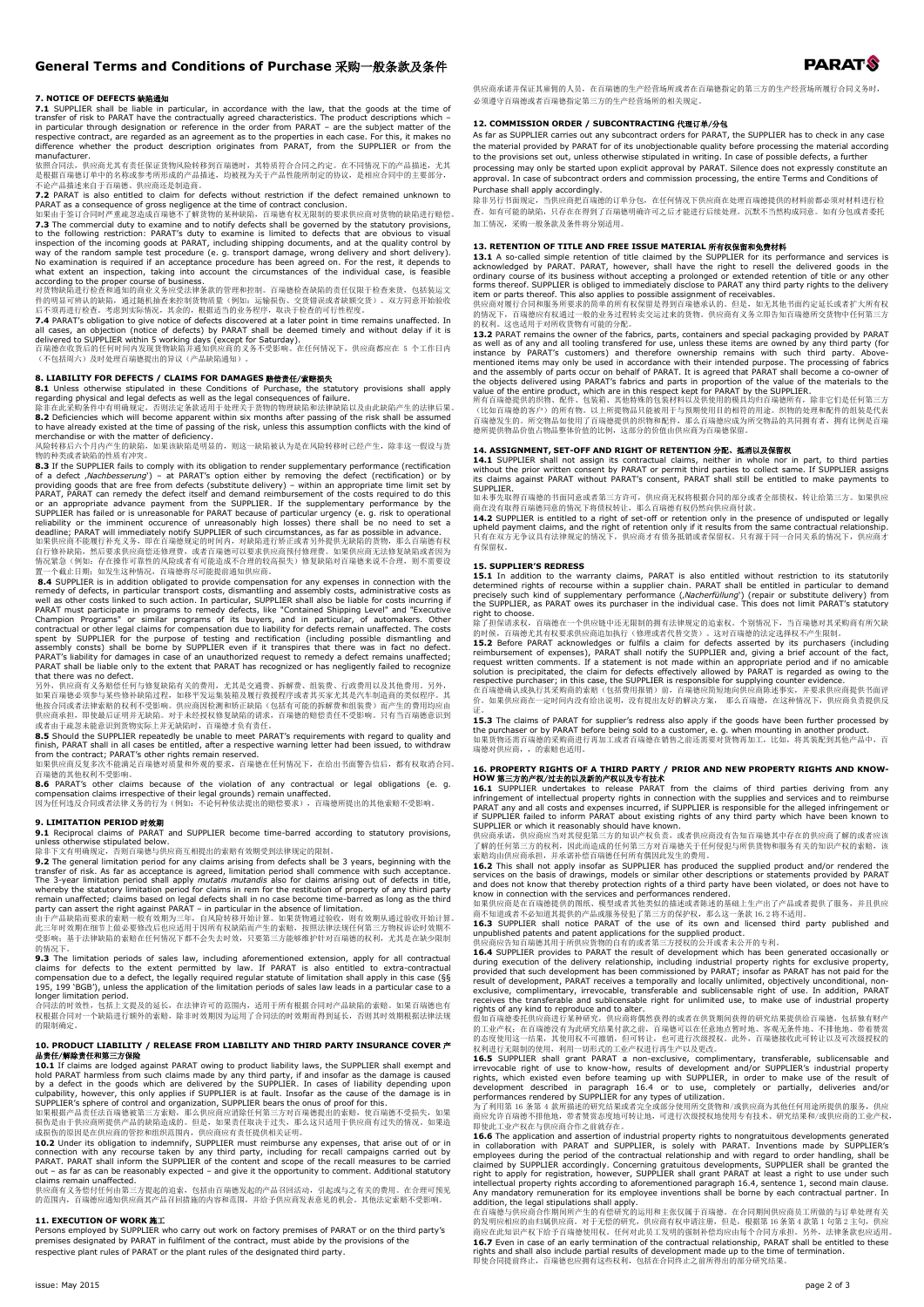## 7. NOTICE OF DEFECTS 缺陷通知

**7.1** SUPPLIER shall be liable in particular, in accordance with the law, that the goods at the time of transfer of risk to PARAT have the contractually agreed characteristics. The product descriptions which – in particular through designation or reference in the order from PARAT – are the subject matter of the respective contract, are regarded as an agreement as to the properties in each case. For this, it makes no difference whether the product description originates from PARAT, from the SUPPLIER or from the manufacturer.

依照合同法，供应商尤其有责任保证货物风险转移到百瑞德时，其特质符合合同之约定。在不同情况下的产品描述，尤其是根据百瑞德订单中的名称或参考所形成的产品描述，均被视为关于产品性能所制定的协议，是相应合同中的主要部分，不论产品描述来自于百瑞德、供应商还是制造商。

**7.2** PARAT is also entitled to claim for defects without restriction if the defect remained unknown to PARAT as a consequence of gross negligence at the time of contract conclusion.

如果由于签订合同时严重疏忽造成百瑞德不了解货物的某种缺陷，百瑞德有权无限制的要求供应商对货物的缺陷进行赔偿。

**7.3** The commercial duty to examine and to notify defects shall be governed by the statutory provisions, to the following restriction: PARAT's duty to examine is limited to defects that are obvious to visual inspection of the incoming goods at PARAT, including shipping documents, and at the quality control by way of the random sample test procedure (e. g. transport damage, wrong delivery and short delivery). No examination is required if an acceptance procedure has been agreed on. For the rest, it depends to what extent an inspection, taking into account the circumstances of the individual case, is feasible according to the proper course of business.

对货物缺陷进行检查和通知的商业义务应受法律条款的管理和控制。百瑞德检查缺陷的责任仅限于检查来货，包括装运文件的明显可辨认的缺陷，通过随机抽查来控制货物质量（例如：运输损伤、交货错误或者缺额交货）。双方同意开始验收后不须再进行检查。考虑到实际情况，其余的，根据适当的业务程序，取决于检查的可行性程度。

**7.4** PARAT's obligation to give notice of defects discovered at a later point in time remains unaffected. In all cases, an objection (notice of defects) by PARAT shall be deemed timely and without delay if it is delivered to SUPPLIER within 5 working days (except for Saturday).

百瑞德在收货后的任何时间内发现货物缺陷并通知供应商的义务不受影响。在任何情况下，供应商都应在 5 个工作日内（不包括周六）及时处理百瑞德提出的异议（产品缺陷通知）。

## 8. LIABILITY FOR DEFECTS / CLAIMS FOR DAMAGES 赔偿责任/索赔损失

**8.1** Unless otherwise stipulated in these Conditions of Purchase, the statutory provisions shall apply regarding physical and legal defects as well as the legal consequences of failure.

除非在此采购条件中有明确规定，否则法定条款适用于处理关于货物的物理缺陷和法律缺陷以及由此缺陷产生的法律后果。

**8.2** Deficiencies which will become apparent within six months after passing of the risk shall be assumed to have already existed at the time of passing of the risk, unless this assumption conflicts with the kind of merchandise or with the matter of deficiency.

风险转移后六个月内产生的缺陷，如果该缺陷是明显的，则这一缺陷被认为是在风险转移时已经产生，除非这一假设与货物的种类或者缺陷的性质有冲突。

**8.3** If the SUPPLIER fails to comply with its obligation to render supplementary performance (rectification of a defect „Nachbesserung") – at PARAT's option either by removing the defect (rectification) or by providing goods that are free from defects (substitute delivery) – within an appropriate time limit set by PARAT, PARAT can remedy the defect itself and demand reimbursement of the costs required to do this or an appropriate advance payment from the SUPPLIER. If the supplementary performance by the SUPPLIER has failed or is unreasonable for PARAT because of particular urgency (e. g. risk to operational reliability or the imminent occurrence of unreasonably high losses) there shall be no need to set a deadline; PARAT will immediately notify SUPPLIER of such circumstances, as far as possible in advance.

如果供应商不能履行补充义务，即在百瑞德规定的时间内，对缺陷进行矫正或者另外提供无缺陷的货物，那么百瑞德有权自行修补缺陷，然后要求供应商偿还修理费，或者百瑞德可以要求供应商预付修理费。如果供应商无法修复缺陷或者因为情况紧急（例如：存在操作可靠性的风险或者有可能造成不合理的较高损失）修复缺陷对百瑞德来说不合理，则不需要设置一个截止日期，如发生这种情况，百瑞德将尽可能提前通知供应商。

**8.4** SUPPLIER is in addition obligated to provide compensation for any expenses in connection with the remedy of defects, in particular transport costs, dismantling and assembly costs, administrative costs as well as other costs linked to such action. In particular, SUPPLIER shall also be liable for costs incurring if PARAT must participate in programs to remedy defects, like "Contained Shipping Level" and "Executive Champion Programs" or similar programs of its buyers, and in particular, of automakers. Other contractual or other legal claims for compensation due to liability for defects remain unaffected. The costs spent by SUPPLIER for the purpose of testing and rectification (including possible dismantling and assembly costs) shall be borne by SUPPLIER even if it transpires that there was in fact no defect. PARAT's liability for damages in case of an unauthorized request to remedy a defect remains unaffected; PARAT shall be liable only to the extent that PARAT has recognized or has negligently failed to recognize that there was no defect.

另外，供应商有义务赔偿任何与修复缺陷有关的费用，尤其是交通费、拆解费、组装费、行政费用以及其他费用。另外，如果百瑞德必须参与某些修补缺陷过程，如移平发运集装箱及履行救援程序或者其买家尤其是汽车制造商的类似程序。其他按合同或者法律索赔的权利不受影响。供应商因检测和矫正缺陷（包括有可能的拆解费和组装费）而产生的费用均应由供应商承担，即使最后证明并无缺陷。对于未经授权修复缺陷的请求，百瑞德的赔偿责任不受影响。只有当百瑞德意识到或者由于疏忽未能意识到货物实际上无缺陷时，百瑞德才负有责任。

**8.5** Should the SUPPLIER repeatedly be unable to meet PARAT's requirements with regard to quality and finish, PARAT shall in all cases be entitled, after a respective warning letter had been issued, to withdraw from the contract; PARAT's other rights remain reserved.

如果供应商反复多次不能满足百瑞德对质量和外观的要求，百瑞德在任何情况下，在给出书面警告信后，都有权取消合同。百瑞德的其他权利不受影响。

**8.6** PARAT's other claims because of the violation of any contractual or legal obligations (e. g. compensation claims irrespective of their legal grounds) remain unaffected.

因为任何违反合同或者法律义务的行为（例如：不论何种依法提出的赔偿要求），百瑞德所提出的其他索赔不受影响。

## 9. LIMITATION PERIOD 时效期

**9.1** Reciprocal claims of PARAT and SUPPLIER become time-barred according to statutory provisions, unless otherwise stipulated below.

除非下文有明确规定，否则百瑞德与供应商互相提出的索赔有效期受到法律规定的限制。

**9.2** The general limitation period for any claims arising from defects shall be 3 years, beginning with the transfer of risk. As far as acceptance is agreed, limitation period shall commence with such acceptance. The 3-year limitation period shall apply *mutatis mutandis* also for claims arising out of defects in title, whereby the statutory limitation period for claims in rem for the restitution of property of any third party remain unaffected; claims based on legal defects shall in no case become time-barred as long as the third party can assert the right against PARAT – in particular in the absence of limitation.

由于产品缺陷而要求的索赔一般有效期为三年，自风险转移开始计算。如果货物通过验收，则有效期从通过验收开始计算。此三年时效期在细节上做必要修改后也应适用于因所有权缺陷而产生的索赔，按照法律法规任何第三方物权诉讼时效期不受影响，基于法律缺陷的索赔在任何情况下都不会失去时效，只要第三方能够维护针对百瑞德的权利，尤其是在缺少限制的情况下。

**9.3** The limitation periods of sales law, including aforementioned extension, apply for all contractual claims for defects to the extent permitted by law. If PARAT is also entitled to extra-contractual compensation due to a defect, the legally required regular statute of limitation shall apply in this case (§§ 195, 199 'BGB'), unless the application of the limitation periods of sales law leads in a particular case to a longer limitation period.

合同法的时效性，包括上文提及的延长，在法律许可的范围内，适用于所有根据合同对产品缺陷的索赔。如果百瑞德也有权根据合同对一个缺陷进行额外的索赔，除非时效期因为运用了合同法的时效期而得到延长，否则其时效期根据法律法规的限制确定。

## 10. PRODUCT LIABILITY / RELEASE FROM LIABILITY AND THIRD PARTY INSURANCE COVER 产品责任/解除责任和第三方保险

**10.1** If claims are lodged against PARAT owing to product liability laws, the SUPPLIER shall exempt and hold PARAT harmless from such claims made by any third party, if and insofar as the damage is caused by a defect in the goods which are delivered by the SUPPLIER. In cases of liability depending upon culpability, however, this only applies if SUPPLIER is at fault. Insofar as the cause of the damage is in SUPPLIER's sphere of control and organization, SUPPLIER bears the onus of proof for this.

如果根据产品责任法百瑞德被第三方索赔，那么供应商应消除任何第三方对百瑞德提出的索赔，使百瑞德不受损失，如果损伤是由于供应商所提供产品的缺陷造成的。但是，如果责任取决于过失，那么这只适用于供应商有过失的情况。如果造成损伤的原因是在供应商的管控和组织范围内，供应商应有责任提供相关证明。

**10.2** Under its obligation to indemnify, SUPPLIER must reimburse any expenses, that arise out of or in connection with any recourse taken by any third party, including for recall campaigns carried out by PARAT. PARAT shall inform the SUPPLIER of the content and scope of the recall measures to be carried out – as far as can be reasonably expected – and give it the opportunity to comment. Additional statutory claims remain unaffected.

供应商有义务偿付任何由第三方提起的追索，包括由百瑞德发起的产品召回活动，引起或与之有关的费用。在合理可预见的范围内，百瑞德应通知供应商其产品召回措施的内容和范围，并给予供应商发表意见的机会。其他法定索赔不受影响。

## 11. EXECUTION OF WORK 施工

Persons employed by SUPPLIER who carry out work on factory premises of PARAT or on the third party's premises designated by PARAT in fulfilment of the contract, must abide by the provisions of the respective plant rules of PARAT or the plant rules of the designated third party.

供应商承诺并保证其雇佣的人员，在百瑞德的生产经营场所或者在百瑞德指定的第三方的生产经营场所履行合同义务时，必须遵守百瑞德或者百瑞德指定第三方的生产经营场所的相关规定。

## 12. COMMISSION ORDER / SUBCONTRACTING 代理订单/分包

As far as SUPPLIER carries out any subcontract orders for PARAT, the SUPPLIER has to check in any case the material provided by PARAT for of its unobjectionable quality before processing the material according to the provisions set out, unless otherwise stipulated in writing. In case of possible defects, a further processing may only be started upon explicit approval by PARAT. Silence does not expressly constitute an approval. In case of subcontract orders and commission processing, the entire Terms and Conditions of Purchase shall apply accordingly.

除非另行书面规定，当供应商把百瑞德的订单分包，在任何情况下供应商在处理百瑞德提供的材料前都必须对材料进行检查。如有可能的缺陷，只有在得到了百瑞德明确许可之后才能进行后续处理。沉默不当然构成同意。如有分包或者委托加工情况，采购一般条款及条件将分别适用。

## 13. RETENTION OF TITLE AND FREE ISSUE MATERIAL 所有权保留和免费材料

**13.1** A so-called simple retention of title claimed by the SUPPLIER for its performance and services is acknowledged by PARAT. PARAT, however, shall have the right to resell the delivered goods in the ordinary course of its business without accepting a prolonged or extended retention of title or any other forms thereof. SUPPLIER is obliged to immediately disclose to PARAT any third party rights to the delivery item or parts thereof. This also applies to possible assignment of receivables.

供应商对履行合同和服务所要求的简单的所有权保留是得到百瑞德承认的。但是，如无其他书面约定延长或者扩大所有权的情况下，百瑞德应有权通过一般的业务过程转卖交运过来的货物。供应商有义务立即告知百瑞德所交货物中任何第三方的权利。这也适用于对所收货物有可能的分配。

**13.2** PARAT remains the owner of the fabrics, parts, containers and special packaging provided by PARAT as well as of any and all tooling transferred for use, unless these items are owned by any third party (for instance by PARAT's customers) and therefore ownership remains with such third party. Above-mentioned items may only be used in accordance with their intended purpose. The processing of fabrics and the assembly of parts occur on behalf of PARAT. It is agreed that PARAT shall become a co-owner of the objects delivered using PARAT's fabrics and parts in proportion of the value of the materials to the value of the entire product, which are in this respect kept for PARAT by the SUPPLIER.

所有百瑞德提供的织物、配件、包装箱、其他特殊的包装材料以及供使用的模具均归百瑞德所有，除非它们是任何第三方（比如百瑞德的客户）的所有物。以上所提物品只能被用于与预期使用目的相符的用途。织物的处理和配件的组装是代表百瑞德发生的。所交物品如使用了百瑞德提供的织物和配件，那么百瑞德应成为所交物品的共同拥有者，拥有比例是百瑞德所提供物品价值占物品整体价值的比例，这部分的价值由供应商为百瑞德保留。

## 14. ASSIGNMENT, SET-OFF AND RIGHT OF RETENTION 分配、抵消以及保留权

**14.1** SUPPLIER shall not assign its contractual claims, neither in whole nor in part, to third parties without the prior written consent by PARAT or permit third parties to collect same. If SUPPLIER assigns its claims against PARAT without PARAT's consent, PARAT shall still be entitled to make payments to SUPPLIER.

如未事先取得百瑞德的书面同意或者第三方许可，供应商无权将根据合同的部分或者全部债权，转让给第三方。如果供应商在没有取得百瑞德同意的情况下将债权转让，那么百瑞德有权仍然向供应商付款。

**14.2** SUPPLIER is entitled to a right of set-off or retention only in the presence of undisputed or legally upheld payment claims, and the right of retention only if it results from the same contractual relationship.

只有在对无争议或者合法的情况下，供应商才有债务抵销或者保留权。只有源于同一合同关系的情况下，供应商才有保留权。

## 15. SUPPLIER'S REDRESS

**15.1** In addition to the warranty claims, PARAT is also entitled without restriction to its statutorily determined rights of recourse within a supplier chain. PARAT shall be entitled in particular to demand precisely such kind of supplementary performance („Nacherfüllung") (repair or substitute delivery) from the SUPPLIER, as PARAT owes its purchaser in the individual case. This does not limit PARAT's statutory right to choose.

除了担保请求权，百瑞德在一个供应链中还无限制的拥有法律规定的追索权。个别情况下，当百瑞德对其采购商有所欠缺的时候，百瑞德尤其有权要求供应商追加执行（修理或者代替交货），这对百瑞德的法定选择权不产生限制。

**15.2** Before PARAT acknowledges or fulfils a claim for defects asserted by its purchasers (including reimbursement of expenses), PARAT shall notify the SUPPLIER and, giving a brief account of the fact, request written comments. If a statement is not made within an appropriate period and if no amicable solution is precipitated, the claim for defects effectively allowed by PARAT is regarded as owing to the respective purchaser; in this case, the SUPPLIER is responsible for supplying counter evidence.

在百瑞德确认或执行其采购商的索赔（包括费用报销）前，百瑞德应简短地向供应商陈述事实，并要求供应商提供书面评价。如果供应商在一定时间内没有给出说明，没有提出友好的解决方案， 那么百瑞德，在这种情况下，供应商负责提供反证。

**15.3** The claims of PARAT for supplier's redress also apply if the goods have been further processed by the purchaser or by PARAT before being sold to a customer, e. g. when mounting in another product.

如果货物还需百瑞德的采购商进行再加工或者百瑞德在销售之前还需要对货物再加工，比如，将其装配到其他产品中，百瑞德对供应商，，的索赔也适用。

## 16. PROPERTY RIGHTS OF A THIRD PARTY / PRIOR AND NEW PROPERTY RIGHTS AND KNOW-HOW 第三方的产权/过去的以及新的产权以及专有技术

**16.1** SUPPLIER undertakes to release PARAT from the claims of third parties deriving from any infringement of intellectual property rights in connection with the supplies and services and to reimburse PARAT any and all costs and expenses incurred, if SUPPLIER is responsible for the alleged infringement or if SUPPLIER failed to inform PARAT about existing rights of any third party which have been known to SUPPLIER or which it reasonably should have known.

供应商承诺，供应商应当对其侵犯第三方的知识产权负责，或者供应商没有告知百瑞德其中存在的供应商了解的或者应该了解的任何第三方的权利，因此而造成的任何第三方对百瑞德关于任何侵犯与所供货物和服务有关的知识产权的索赔，该索赔均由供应商承担，并承诺补偿百瑞德任何所有偶因此发生的费用。

**16.2** This shall not apply insofar as SUPPLIER has produced the supplied product and/or rendered the services on the basis of drawings, models or similar other descriptions or statements provided by PARAT and does not know that thereby protection rights of a third party have been violated, or does not have to know in connection with the services and performances rendered.

如果供应商是在百瑞德提供的图纸、模型或者其他类似的描述或者陈述的基础上生产出了产品或者提供了服务，并且供应商不知道或者不必知道提供的产品或服务侵犯了第三方的保护权，那么这一条款 16.2 将不适用。

**16.3** SUPPLIER shall notice PARAT of the use of its own and licensed third party published and unpublished patents and patent applications for the supplied product.

供应商应告知百瑞德其用于所供应货物的自有的或者第三方授权的公开或者未公开的专利。

**16.4** SUPPLIER provides to PARAT the result of development which has been generated occasionally or during execution of the delivery relationship, including industrial property rights for exclusive property, provided that such development has been commissioned by PARAT; insofar as PARAT has not paid for the result of development, PARAT receives a temporally and locally unlimited, objectively unconditional, non-exclusive, complimentary, irrevocable, transferable and sublicensable right of use. In addition, PARAT receives the transferable and sublicensable right to the unlimited use, to make use of industrial property rights of any kind to reproduce and to alter.

假如百瑞德委托供应商进行某种研究，供应商将偶然获得的或者在供货期间获得的研究结果提供给百瑞德，包括独有财产的工业产权；在百瑞德没有为此研究结果付款之前，百瑞德可以在任意地点暂时地、客观无条件地、不排他地、带着赞赏的态度使用这一结果，其使用权不可撤销，但可转让，也可进行次级授权。此外，百瑞德接收此可转让以及可次级授权的权利进行无限制的使用，利用一切形式的工业产权进行再生产以及更改。

**16.5** SUPPLIER shall grant PARAT a non-exclusive, complimentary, transferable, sublicensable and irrevocable right of use to know-how, results of development and/or SUPPLIER's industrial property rights, which existed even before teaming up with SUPPLIER, in order to make use of the result of development described in paragraph 16.4 or to use, completely or partially, deliveries and/or performances rendered by SUPPLIER for any types of utilization.

为了利用第 16 条第 4 款所描述的研究结果或者完全或部分使用所交货物和/或供应商为其他任何用途所提供的服务，供应商应允许百瑞德不排他地，带着赞赏态度地可转让地，可进行次级授权地使用专有技术、研究结果和/或供应商的工业产权，即使此工业产权在与供应商合作之前就存在。

**16.6** The application and assertion of industrial property rights to nongratuitous developments generated in collaboration with PARAT and SUPPLIER, is solely with PARAT. Inventions made by SUPPLIER's employees during the period of the contractual relationship and with regard to order handling, shall be claimed by SUPPLIER accordingly. Concerning gratuitous developments, SUPPLIER shall be granted the right to apply for registration, however, SUPPLIER shall grant PARAT at least a right to use under such intellectual property rights according to aforementioned paragraph 16.4, sentence 1, second main clause. Any mandatory remuneration for its employee inventions shall be borne by each contractual partner. In addition, the legal stipulations shall apply.

在百瑞德与供应商合作期间所产生的有偿研究的运用和主张仅属于百瑞德。在合同期间供应商员工所做的与订单处理有关的发明应相应的由其所供应商。对于无偿的研究，供应商有权申请注册，但是，根据第 16 条第 4 款第 1 句第 2 主句，供应商应在此知识产权下给予百瑞德使用权。任何对此员工发明的强制补偿均应由每个合同方承担。另外，法律条款也应适用。

**16.7** Even in case of an early termination of the contractual relationship, PARAT shall be entitled to these rights and shall also include partial results of development made up to the time of termination.

即使合同提前终止，百瑞德也应拥有这些权利，包括在合同终止之前所得出的部分研究结果。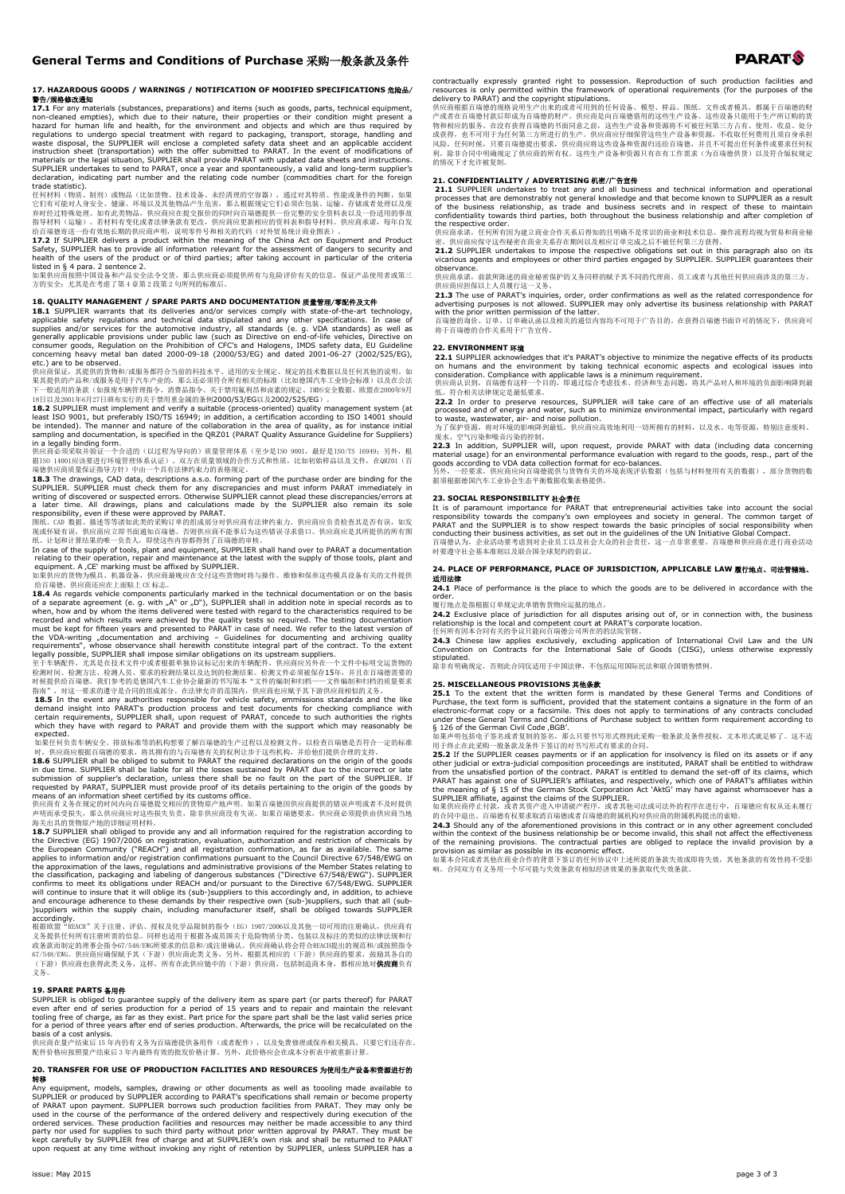# General Terms and Conditions of Purchase 采购一般条款及条件

## 17. HAZARDOUS GOODS / WARNINGS / NOTIFICATION OF MODIFIED SPECIFICATIONS 危险品/警告/规格修改通知

**17.1** For any materials (substances, preparations) and items (such as goods, parts, technical equipment, non-cleaned empties), which due to their nature, their properties or their condition might present a hazard for human life and health, for the environment and objects and which are thus required by regulations to undergo special treatment with regard to packaging, transport, storage, handling and waste disposal, the SUPPLIER will enclose a completed safety data sheet and an applicable accident instruction sheet (transportation) with the offer submitted to PARAT. In the event of modifications of materials or the legal situation, SUPPLIER shall provide PARAT with updated data sheets and instructions. SUPPLIER undertakes to send to PARAT, once a year and spontaneously, a valid and long-term supplier's declaration, indicating part number and the relating code number (commodities chart for the foreign trade statistic).

任何材料（物质、制剂）或物品（比如货物、技术设备、未经清理的空容器），通过对其特质、性能或条件的判断，如果它们有可能对人身安全、健康、环境以及其他物品产生危害，那么根据规定它们必须在包装、运输、存储或者处理以及废弃时经过特殊处理。如有此类物品，供应商应在提交报价的同时向百瑞德提供一份完整的安全资料表以及一份适用的事故指导材料（运输）。若材料有变化或者法律条款有更改，供应商应更新相应的资料表和指导材料。供应商承诺，每年自发给百瑞德寄送一份有效的长期的供应商声明，说明零件号和相关的代码（对外贸易统计商业图表）。

**17.2** If SUPPLIER delivers a product within the meaning of the China Act on Equipment and Product Safety, SUPPLIER has to provide all relevant information relevant for the assessment of dangers to security and health of the users of the product or of third parties; after taking account in particular of the criteria listed in § 4 para. 2 sentence 2.

如果供应商按照中国设备和产品安全法令交货，那么供应商必须提供所有与危险评价有关的信息，保证产品使用者或第三方的安全；尤其是在考虑了第 4 章第 2 段第 2 句所列的标准后。

## 18. QUALITY MANAGEMENT / SPARE PARTS AND DOCUMENTATION 质量管理/零配件及文件

**18.1** SUPPLIER warrants that its deliveries and/or services comply with state-of-the-art technology, applicable safety regulations and technical data stipulated and any other specifications. In case of supplies and/or services for the automotive industry, all standards (e. g. VDA standards) as well as generally applicable provisions under public law (such as Directive on end-of-life vehicles, Directive on consumer goods, Regulation on the Prohibition of CFC's and Halogens, IMDS safety data, EU Guideline concerning heavy metal ban dated 2000-09-18 (2000/53/EG) and dated 2001-06-27 (2002/525/EG), etc.) are to be observed.

供应商保证，其提供的货物和/或服务都符合当前的科技水平、适用的安全规定、规定的技术数据以及任何其他的说明。如果其提供的产品和/或服务是用于汽车产业的，那么还必须符合所有相关的标准（比如德国汽车工业协会标准）以及在公法下一般适用的条款（如报废车辆管理指令、消费品指令、关于禁用氟利昂和卤素的规定、IMDS安全数据、欧盟在2000年9月18日以及2001年6月27日颁布实行的关于禁用重金属的条例2000/53/EG以及2002/525/EG）。

**18.2** SUPPLIER must implement and verify a suitable (process-oriented) quality management system (at least ISO 9001, but preferably ISO/TS 16949; in addition, a certification according to ISO 14001 should be intended). The manner and nature of the collaboration in the area of quality, as for instance initial sampling and documentation, is specified in the QRZ01 (PARAT Quality Assurance Guideline for Suppliers) in a legally binding form.

供应商必须采取并验证一个合适的（以过程为导向的）质量管理体系（至少是ISO 9001，最好是ISO/TS 16949；另外，根据ISO 14001应该要进行环境管理体系认证）。双方在质量领域的合作方式和性质，比如初始样品以及文件，在QRZ01（百瑞德供应商质量保证指导方针）中由一个具有法律约束力的形式来规定。

**18.3** The drawings, CAD data, descriptions a.s.o. forming part of the purchase order are binding for the SUPPLIER. SUPPLIER must check them for any discrepancies and must inform PARAT immediately in writing of discovered or suspected errors. Otherwise SUPPLIER cannot plead these discrepancies/errors at a later time. All drawings, plans and calculations made by the SUPPLIER also remain its sole responsibility, even if these were approved by PARAT.

图纸、CAD 数据、描述等等诸如此类的采购订单的组成部分对供应商有法律约束力。供应商应负责检查其是否有误，如发现或怀疑有误，供应商应立即书面通知百瑞德。否则供应商不能事后以这些错误寻求借口。供应商应是其所提供的所有图纸、计划和计算结果的唯一负责人，即使这些内容都得到了百瑞德的审核。

In case of the supply of tools, plant and equipment, SUPPLIER shall hand over to PARAT a documentation relating to their operation, repair and maintenance at the latest with the supply of those tools, plant and equipment. A ‚CE' marking must be affixed by SUPPLIER.

如果供应的货物为模具、机器设备，供应商最晚应在交付这些货物时将与操作、维修和保养这些模具设备有关的文件提供给百瑞德。供应商还应在上面贴上 CE 标志。

**18.4** As regards vehicle components particularly marked in the technical documentation or on the basis of a separate agreement (e. g. with „A" or „D"), SUPPLIER shall in addition note in special records as to when, how and by whom the items delivered were tested with regard to the characteristics required to be recorded and which results were achieved by the quality tests so required. The testing documentation must be kept for fifteen years and presented to PARAT in case of need. We refer to the latest version of the VDA-writing „documentation and archiving – Guidelines for documenting and archiving quality requirements", whose observance shall herewith constitute integral part of the contract. To the extent legally possible, SUPPLIER shall impose similar obligations on its upstream suppliers.

至于车辆配件，尤其是在技术文件中或者根据单独协议标记出来的车辆配件，供应商应另外在一个文件中标明交运货物的检测时间、检测方法、检测人员、要求的检测结果以及达到的检测结果。检测文件必须被保存15年，并且在百瑞德需要的时候提供给百瑞德。我们参考的是德国汽车工业协会最新的书写版本“文件的编制和归档——文件编制和归档的质量要求指南”，对这一要求的遵守是合同的组成部分。在法律允许的范围内，供应商也应赋予其下游供应商相似的义务。

**18.5** In the event any authorities responsible for vehicle safety, emissions standards and the like demand insight into PARAT's production process and test documents for checking compliance with certain requirements, SUPPLIER shall, upon request of PARAT, concede to such authorities the rights which they have with regard to PARAT and provide them with the support which may reasonably be expected.

如果任何负责车辆安全、排放标准等的机构想要了解百瑞德的生产过程以及检测文件，以检查百瑞德是否符合一定的标准时，供应商应根据百瑞德的要求，将其拥有的与百瑞德有关的权利让步于这些机构，并给他们提供合理的支持。

**18.6** SUPPLIER shall be obliged to submit to PARAT the required declarations on the origin of the goods in due time. SUPPLIER shall be liable for all the losses sustained by PARAT due to the incorrect or late submission of supplier's declaration, unless there shall be no fault on the part of the SUPPLIER. If requested by PARAT, SUPPLIER must provide proof of its details pertaining to the origin of the goods by means of an information sheet certified by its customs office.

供应商有义务在规定的时间内向百瑞德提交相应的货物原产地声明。如果百瑞德因供应商提供的错误声明或者不及时提供声明而承受损失，那么供应商应对这些损失负责，除非供应商没有失误。如果百瑞德要求，供应商必须提供由供应商当地海关出具的货物原产地的详细证明材料。

**18.7** SUPPLIER shall obliged to provide any and all information required for the registration according to the Directive (EG) 1907/2006 on registration, evaluation, authorization and restriction of chemicals by the European Community ("REACH") and all registration confirmation, as far as available. The same applies to information and/or registration confirmations pursuant to the Council Directive 67/548/EWG on the approximation of the laws, regulations and administrative provisions of the Member States relating to the classification, packaging and labeling of dangerous substances ("Directive 67/548/EWG"). SUPPLIER confirms to meet its obligations under REACH and/or pursuant to the Directive 67/548/EWG. SUPPLIER will continue to insure that it will oblige its (sub-)suppliers to this accordingly and, in addition, to achieve and encourage adherence to these demands by their respective own (sub-)suppliers, such that all (sub-)suppliers within the supply chain, including manufacturer itself, shall be obliged towards SUPPLIER accordingly.

根据欧盟“REACH”关于注册、评估、授权及化学品限制的指令（EG）1907/2006以及其他一切可用的注册确认，供应商有义务提供任何所有注册所需的信息。同样也适用于根据各成员国关于危险物质分类、包装以及标注的类似的法律法规和行政条款而制定的理事会指令67/548/EWG所要求的信息和/或注册确认。供应商确认将会达到REACH提出的规范和/或按照指令67/548/EWG。供应商应确保赋予其（下游）供应商此类义务，另外，根据其相应的（下游）供应商的要求，鼓励其各自的（下游）供应商也获得此类义务，这样，所有在此供应链中的（下游）供应商，包括制造商本身，都相应地对**供应商**负有义务。

## 19. SPARE PARTS 备用件

SUPPLIER is obliged to guarantee supply of the delivery item as spare part (or parts thereof) for PARAT even after end of series production for a period of 15 years and to repair and maintain the relevant tooling free of charge, as far as they exist. Part price for the spare part shall be the last valid series price for a period of three years after end of series production. Afterwards, the price will be recalculated on the basis of a cost analysis.

供应商在量产结束后 15 年内仍有义务为百瑞德提供备用件（或者配件），以及免费修理或保养相关模具，只要它们还存在。配件价格应按照量产结束后 3 年内最终有效的批发价格计算。另外，此价格应会在成本分析表中被重新计算。

## 20. TRANSFER FOR USE OF PRODUCTION FACILITIES AND RESOURCES 为使用生产设备和资源进行的转移

Any equipment, models, samples, drawing or other documents as well as tooling made available to SUPPLIER or produced by SUPPLIER according to PARAT's specification shall remain or become property of PARAT upon payment. SUPPLIER borrows such production facilities from PARAT. They may only be used in the course of the performance of the ordered delivery and respectively during execution of the ordered services. These production facilities and resources may neither be made accessible to any third party nor used for supplies to such third party without prior written approval by PARAT. They must be kept carefully by SUPPLIER free of charge and at SUPPLIER's own risk and shall be returned to PARAT upon request at any time without invoking any right of retention by SUPPLIER, unless SUPPLIER has a contractually expressly granted right to possession. Reproduction of such production facilities and resources is only permitted within the framework of operational requirements (for the purposes of the delivery to PARAT) and the copyright stipulations.

供应商根据百瑞德的规格说明生产出来的或者可用到的任何设备、模型、样品、图纸、文件或者模具，都属于百瑞德的财产或者在百瑞德付款后即成为百瑞德的财产。供应商是向百瑞德借用的这些生产设备。这些设备只能用于生产所订购的货物和相应的服务。在没有获得百瑞德的书面同意之前，这些生产设备和资源将不可被任何第三方占有、使用、收益、处分或获得，也不可用于为任何第三方所进行的生产。供应商应仔细保管这些生产设备和资源，不收取任何费用且须自身承担风险，任何时候，只要百瑞德提出要求，供应商应将这些设备和资源归还给百瑞德，并且不可提出任何条件或要求任何权利，除非合同中明确规定了供应商的所有权。这些生产设备和资源只有在有工作需求（为百瑞德供货）以及符合版权规定的情况下才允许被复制。

## 21. CONFIDENTIALITY / ADVERTISING 机密/广告宣传

**21.1** SUPPLIER undertakes to treat any and all business and technical information and operational processes that are demonstrably not general knowledge and that become known to SUPPLIER as a result of the business relationship, as trade and business secrets and in respect of these to maintain confidentiality towards third parties, both throughout the business relationship and after completion of the respective order.

供应商承诺，任何所有因为建立商业合作关系后得知的且明确不是常识的商业和技术信息、操作流程均视为贸易和商业秘密，供应商应保守这些秘密在商业关系存在期间以及相应订单完成之后不被任何第三方获得。

**21.2** SUPPLIER undertakes to impose the respective obligations set out in this paragraph also on its vicarious agents and employees or other third parties engaged by SUPPLIER. SUPPLIER guarantees their observance.

供应商承诺，前款所陈述的商业秘密保护的义务同样的赋予其不同的代理商、员工或者与其他任何供应商涉及的第三方。供应商应保以上人员履行这一义务。

**21.3** The use of PARAT's inquiries, order, order confirmations as well as the related correspondence for advertising purposes is not allowed. SUPPLIER may only advertise its business relationship with PARAT with the prior written permission of the latter.

百瑞德的询价、订单、订单确认函以及相关的通信内容均不可用于广告目的。在获得百瑞德书面许可的情况下，供应商可将于百瑞德的合作关系用于广告宣传。

## 22. ENVIRONMENT 环境

**22.1** SUPPLIER acknowledges that it's PARAT's objective to minimize the negative effects of its products on humans and the environment by taking technical economic aspects and ecological issues into consideration. Compliance with applicable laws is a minimum requirement.

供应商认识到，百瑞德有这样一个目的，即通过综合考虑技术、经济和生态问题，将其产品对人和环境的负面影响降到最低。符合相关法律规定是最低要求。

**22.2** In order to preserve resources, SUPPLIER will take care of an effective use of all materials processed and of energy and water, such as to minimize environmental impact, particularly with regard to waste, wastewater, air- and noise pollution.

为了保护资源，将对环境的影响降到最低，供应商应高效地利用一切所拥有的材料，以及水、电等资源，特别注意废料、废水、空气污染和噪音污染的控制。

**22.3** In addition, SUPPLIER will, upon request, provide PARAT with data (including data concerning material usage) for an environmental performance evaluation with regard to the goods, resp., part of the goods according to VDA data collection format for eco-balances.

另外，一经要求，供应商应向百瑞德提供与货物有关的环境表现评估数据（包括与材料使用有关的数据），部分货物的数据须根据德国汽车工业协会生态平衡数据收集表格提供。

## 23. SOCIAL RESPONSIBILITY 社会责任

It is of paramount importance for PARAT that entrepreneurial activities take into account the social responsibility towards the company's own employees and society in general. The common target of PARAT and the SUPPLIER is to show respect towards the basic principles of social responsibility when conducting their business activities, as set out in the guidelines of the UN Initiative Global Compact.

百瑞德认为，企业活动要考虑到对企业员工以及社会大众的社会责任，这一点非常重要。百瑞德和供应商在进行商业活动时要遵守社会基准则以及联合国全球契约的倡议。

## 24. PLACE OF PERFORMANCE, PLACE OF JURISDICTION, APPLICABLE LAW 履行地点、司法管辖地、适用法律

**24.1** Place of performance is the place to which the goods are to be delivered in accordance with the order.

履行地点是指根据订单规定此单销售货物应运抵的地点。

**24.2** Exclusive place of jurisdiction for all disputes arising out of, or in connection with, the business relationship is the local and competent court at PARAT's corporate location.

任何所有因本合同有关的争议只能向百瑞德公司所在的的法院管辖。

**24.3** Chinese law applies exclusively, excluding application of International Civil Law and the UN Convention on Contracts for the International Sale of Goods (CISG), unless otherwise expressly stipulated.

除非有明确规定，否则此合同仅适用于中国法律，不包括适用国际民法和联合国销售惯例。

## 25. MISCELLANEOUS PROVISIONS 其他条款

**25.1** To the extent that the written form is mandated by these General Terms and Conditions of Purchase, the text form is sufficient, provided that the statement contains a signature in the form of an electronic-format copy or a facsimile. This does not apply to terminations of any contracts concluded under these General Terms and Conditions of Purchase subject to written form requirement according to § 126 of the German Civil Code ‚BGB'.

如果声明包括电子签名或者复制的签名，那么只要书写形式得到此采购一般条款及条件授权，文本形式就足够了。这不适用于终止在此采购一般条款及条件下签订的对书写形式有要求的合同。

**25.2** If either ceases payments or if an application for insolvency is filed on its assets or if any other judicial or extra-judicial composition proceedings are instituted, PARAT shall be entitled to withdraw from the unsatisfied portion of the contract. PARAT is entitled to demand the set-off of its claims, which PARAT has against one of SUPPLIER's affiliates, and respectively, which one of PARAT's affiliates within the meaning of § 15 of the German Stock Corporation Act 'AktG' may have against whomsoever has a SUPPLIER affiliate, against the claims of the SUPPLIER.

如果供应商停止付款，或者其资产进入申请破产程序，或者其他司法或司法外的程序在进行中，百瑞德应有权从还未履行的合同中退出。百瑞德有权要求取消百瑞德或者百瑞德的附属机构对供应商的附属机构提出的索赔。

**24.3** Should any of the aforementioned provisions in this contract or in any other agreement concluded within the context of the business relationship be or become invalid, this shall not affect the effectiveness of the remaining provisions. The contractual parties are obliged to replace the invalid provision by a provision as similar as possible in its economic effect.

如果本合同或者其他在商业合作的背景下签订的任何协议中上述所提的条款失效或即将失效，其他条款的有效性将不受影响。合同双方有义务用一个尽可能与失效条款有相似经济效果的条款取代失效条款。

issue: May 2015